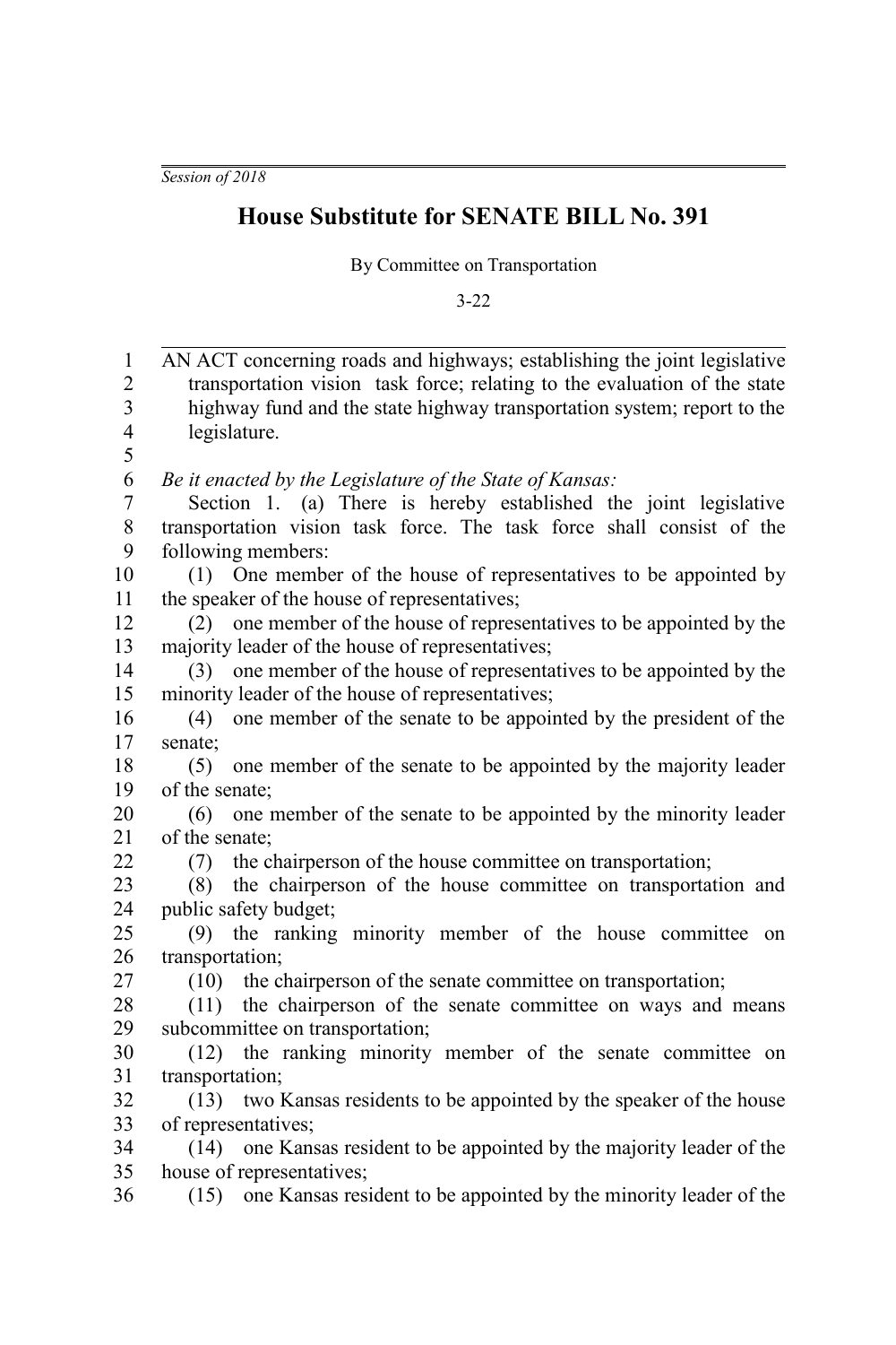*Session of 2018*

# House Substitute for SENATE BILL No. 391

By Committee on Transportation

3-22

AN ACT concerning roads and highways; establishing the joint legislative transportation vision task force; relating to the evaluation of the state highway fund and the state highway transportation system; report to the legislature.

*Be it enacted by the Legislature of the State of Kansas:*

Section 1. (a) There is hereby established the joint legislative transportation vision task force. The task force shall consist of the following members:

(1) One member of the house of representatives to be appointed by the speaker of the house of representatives;

(2) one member of the house of representatives to be appointed by the majority leader of the house of representatives;

(3) one member of the house of representatives to be appointed by the minority leader of the house of representatives;

(4) one member of the senate to be appointed by the president of the senate;

(5) one member of the senate to be appointed by the majority leader of the senate;

(6) one member of the senate to be appointed by the minority leader of the senate;

(7) the chairperson of the house committee on transportation;

(8) the chairperson of the house committee on transportation and public safety budget;

(9) the ranking minority member of the house committee on transportation;

(10) the chairperson of the senate committee on transportation;

(11) the chairperson of the senate committee on ways and means subcommittee on transportation;

(12) the ranking minority member of the senate committee on transportation;

(13) two Kansas residents to be appointed by the speaker of the house of representatives;

(14) one Kansas resident to be appointed by the majority leader of the house of representatives;

(15) one Kansas resident to be appointed by the minority leader of the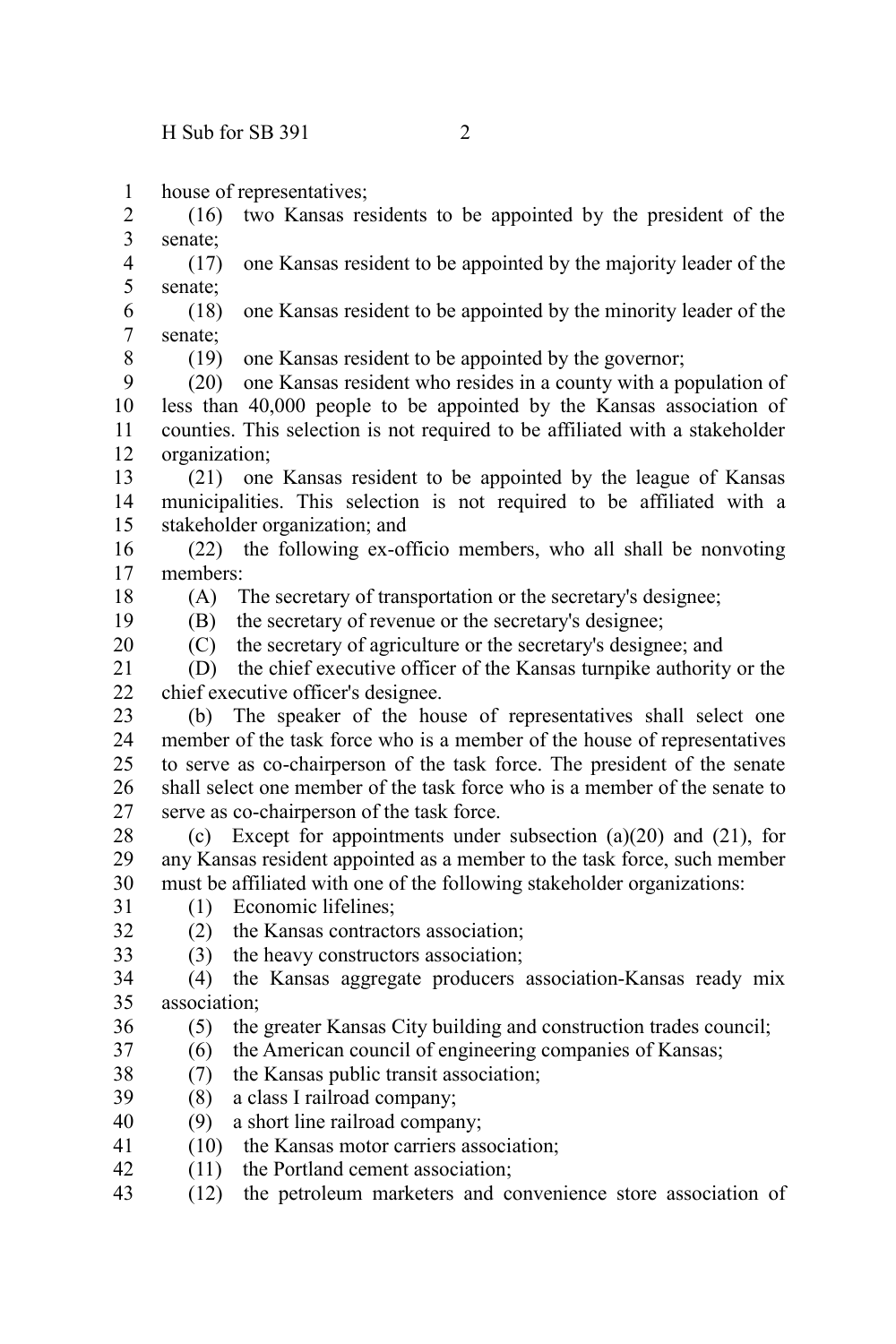house of representatives;

(16) two Kansas residents to be appointed by the president of the senate;

(17) one Kansas resident to be appointed by the majority leader of the senate;

(18) one Kansas resident to be appointed by the minority leader of the senate;

(19) one Kansas resident to be appointed by the governor;

(20) one Kansas resident who resides in a county with a population of less than 40,000 people to be appointed by the Kansas association of counties. This selection is not required to be affiliated with a stakeholder organization;

(21) one Kansas resident to be appointed by the league of Kansas municipalities. This selection is not required to be affiliated with a stakeholder organization; and

(22) the following ex-officio members, who all shall be nonvoting members:

(A) The secretary of transportation or the secretary's designee;

(B) the secretary of revenue or the secretary's designee;

(C) the secretary of agriculture or the secretary's designee; and

(D) the chief executive officer of the Kansas turnpike authority or the chief executive officer's designee.

(b) The speaker of the house of representatives shall select one member of the task force who is a member of the house of representatives to serve as co-chairperson of the task force. The president of the senate shall select one member of the task force who is a member of the senate to serve as co-chairperson of the task force.

(c) Except for appointments under subsection (a)(20) and (21), for any Kansas resident appointed as a member to the task force, such member must be affiliated with one of the following stakeholder organizations:

(1) Economic lifelines;

(2) the Kansas contractors association;

(3) the heavy constructors association;

(4) the Kansas aggregate producers association-Kansas ready mix association;

(5) the greater Kansas City building and construction trades council;

(6) the American council of engineering companies of Kansas;

(7) the Kansas public transit association;

(8) a class I railroad company;

(9) a short line railroad company;

(10) the Kansas motor carriers association;

(11) the Portland cement association;

(12) the petroleum marketers and convenience store association of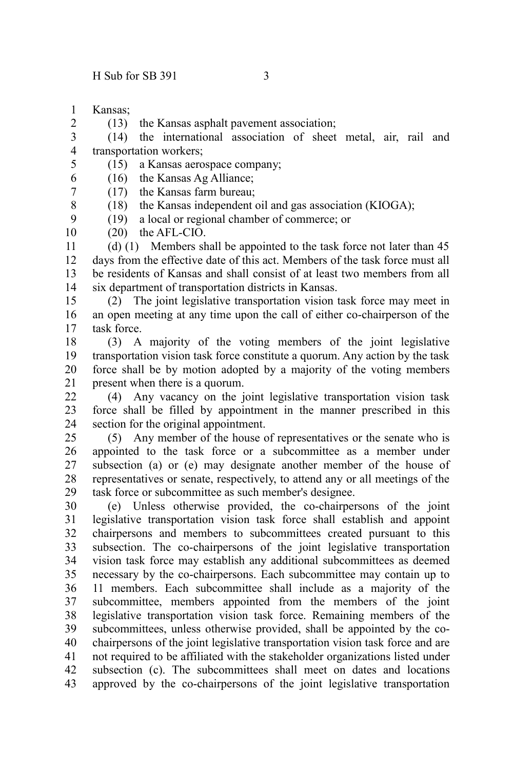Kansas;

(13) the Kansas asphalt pavement association;

(14) the international association of sheet metal, air, rail and transportation workers;

(15) a Kansas aerospace company;

(16) the Kansas Ag Alliance;

(17) the Kansas farm bureau;

(18) the Kansas independent oil and gas association (KIOGA);

(19) a local or regional chamber of commerce; or

(20) the AFL-CIO.

(d) (1) Members shall be appointed to the task force not later than 45 days from the effective date of this act. Members of the task force must all be residents of Kansas and shall consist of at least two members from all six department of transportation districts in Kansas.

(2) The joint legislative transportation vision task force may meet in an open meeting at any time upon the call of either co-chairperson of the task force.

(3) A majority of the voting members of the joint legislative transportation vision task force constitute a quorum. Any action by the task force shall be by motion adopted by a majority of the voting members present when there is a quorum.

(4) Any vacancy on the joint legislative transportation vision task force shall be filled by appointment in the manner prescribed in this section for the original appointment.

(5) Any member of the house of representatives or the senate who is appointed to the task force or a subcommittee as a member under subsection (a) or (e) may designate another member of the house of representatives or senate, respectively, to attend any or all meetings of the task force or subcommittee as such member's designee.

(e) Unless otherwise provided, the co-chairpersons of the joint legislative transportation vision task force shall establish and appoint chairpersons and members to subcommittees created pursuant to this subsection. The co-chairpersons of the joint legislative transportation vision task force may establish any additional subcommittees as deemed necessary by the co-chairpersons. Each subcommittee may contain up to 11 members. Each subcommittee shall include as a majority of the subcommittee, members appointed from the members of the joint legislative transportation vision task force. Remaining members of the subcommittees, unless otherwise provided, shall be appointed by the co-chairpersons of the joint legislative transportation vision task force and are not required to be affiliated with the stakeholder organizations listed under subsection (c). The subcommittees shall meet on dates and locations approved by the co-chairpersons of the joint legislative transportation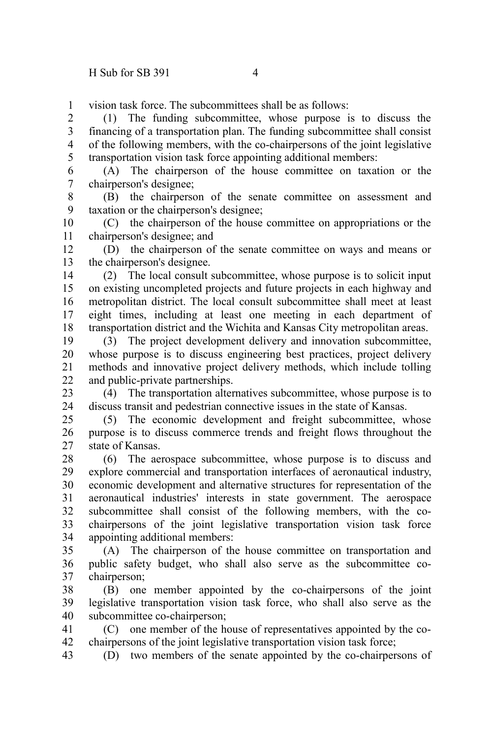vision task force. The subcommittees shall be as follows:

(1) The funding subcommittee, whose purpose is to discuss the financing of a transportation plan. The funding subcommittee shall consist of the following members, with the co-chairpersons of the joint legislative transportation vision task force appointing additional members:

(A) The chairperson of the house committee on taxation or the chairperson's designee;

(B) the chairperson of the senate committee on assessment and taxation or the chairperson's designee;

(C) the chairperson of the house committee on appropriations or the chairperson's designee; and

(D) the chairperson of the senate committee on ways and means or the chairperson's designee.

(2) The local consult subcommittee, whose purpose is to solicit input on existing uncompleted projects and future projects in each highway and metropolitan district. The local consult subcommittee shall meet at least eight times, including at least one meeting in each department of transportation district and the Wichita and Kansas City metropolitan areas.

(3) The project development delivery and innovation subcommittee, whose purpose is to discuss engineering best practices, project delivery methods and innovative project delivery methods, which include tolling and public-private partnerships.

(4) The transportation alternatives subcommittee, whose purpose is to discuss transit and pedestrian connective issues in the state of Kansas.

(5) The economic development and freight subcommittee, whose purpose is to discuss commerce trends and freight flows throughout the state of Kansas.

(6) The aerospace subcommittee, whose purpose is to discuss and explore commercial and transportation interfaces of aeronautical industry, economic development and alternative structures for representation of the aeronautical industries' interests in state government. The aerospace subcommittee shall consist of the following members, with the co-chairpersons of the joint legislative transportation vision task force appointing additional members:

(A) The chairperson of the house committee on transportation and public safety budget, who shall also serve as the subcommittee co-chairperson;

(B) one member appointed by the co-chairpersons of the joint legislative transportation vision task force, who shall also serve as the subcommittee co-chairperson;

(C) one member of the house of representatives appointed by the co-chairpersons of the joint legislative transportation vision task force;

(D) two members of the senate appointed by the co-chairpersons of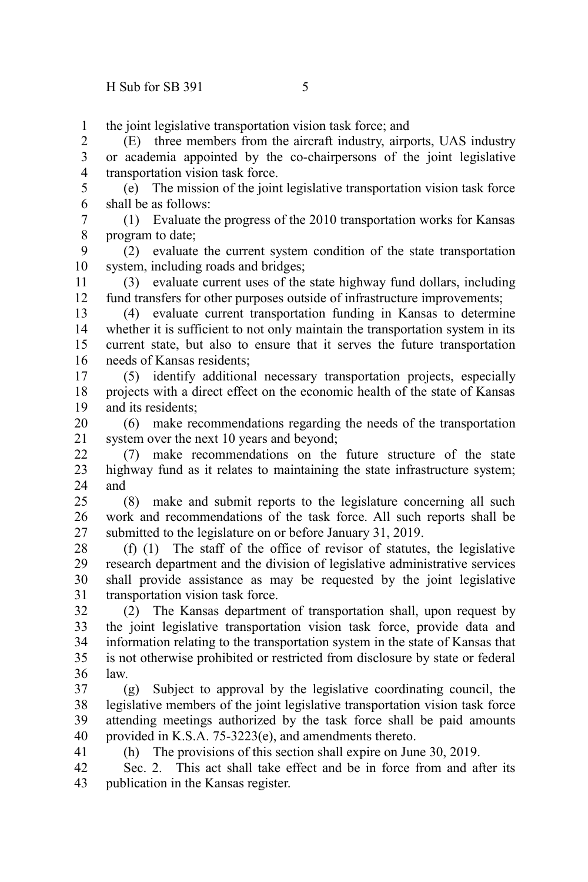the joint legislative transportation vision task force; and

(E) three members from the aircraft industry, airports, UAS industry or academia appointed by the co-chairpersons of the joint legislative transportation vision task force.

(e) The mission of the joint legislative transportation vision task force shall be as follows:

(1) Evaluate the progress of the 2010 transportation works for Kansas program to date;

(2) evaluate the current system condition of the state transportation system, including roads and bridges;

(3) evaluate current uses of the state highway fund dollars, including fund transfers for other purposes outside of infrastructure improvements;

(4) evaluate current transportation funding in Kansas to determine whether it is sufficient to not only maintain the transportation system in its current state, but also to ensure that it serves the future transportation needs of Kansas residents;

(5) identify additional necessary transportation projects, especially projects with a direct effect on the economic health of the state of Kansas and its residents;

(6) make recommendations regarding the needs of the transportation system over the next 10 years and beyond;

(7) make recommendations on the future structure of the state highway fund as it relates to maintaining the state infrastructure system; and

(8) make and submit reports to the legislature concerning all such work and recommendations of the task force. All such reports shall be submitted to the legislature on or before January 31, 2019.

(f) (1) The staff of the office of revisor of statutes, the legislative research department and the division of legislative administrative services shall provide assistance as may be requested by the joint legislative transportation vision task force.

(2) The Kansas department of transportation shall, upon request by the joint legislative transportation vision task force, provide data and information relating to the transportation system in the state of Kansas that is not otherwise prohibited or restricted from disclosure by state or federal law.

(g) Subject to approval by the legislative coordinating council, the legislative members of the joint legislative transportation vision task force attending meetings authorized by the task force shall be paid amounts provided in K.S.A. 75-3223(e), and amendments thereto.

(h) The provisions of this section shall expire on June 30, 2019.

Sec. 2. This act shall take effect and be in force from and after its publication in the Kansas register.